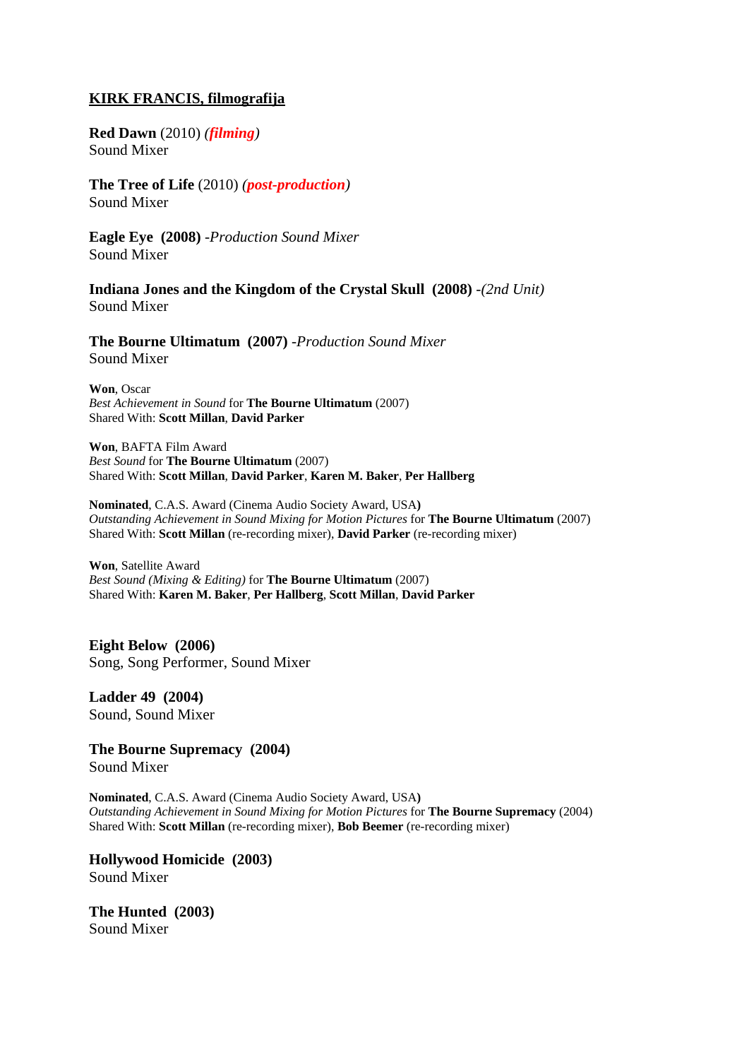**<u>KIRK FRANCIS, filmografija</u>**

**Red Dawn** (2010) *(**filming**)*
Sound Mixer

**The Tree of Life** (2010) *(**post-production**)*
Sound Mixer

**Eagle Eye (2008)** -*Production Sound Mixer*
Sound Mixer

**Indiana Jones and the Kingdom of the Crystal Skull (2008)** -*(2nd Unit)*
Sound Mixer

**The Bourne Ultimatum (2007)** -*Production Sound Mixer*
Sound Mixer

**Won**, Oscar
*Best Achievement in Sound* for **The Bourne Ultimatum** (2007)
Shared With: **Scott Millan**, **David Parker**

**Won**, BAFTA Film Award
*Best Sound* for **The Bourne Ultimatum** (2007)
Shared With: **Scott Millan**, **David Parker**, **Karen M. Baker**, **Per Hallberg**

**Nominated**, C.A.S. Award (Cinema Audio Society Award, USA**)**
*Outstanding Achievement in Sound Mixing for Motion Pictures* for **The Bourne Ultimatum** (2007)
Shared With: **Scott Millan** (re-recording mixer), **David Parker** (re-recording mixer)

**Won**, Satellite Award
*Best Sound (Mixing & Editing)* for **The Bourne Ultimatum** (2007)
Shared With: **Karen M. Baker**, **Per Hallberg**, **Scott Millan**, **David Parker**

**Eight Below (2006)**
Song, Song Performer, Sound Mixer

**Ladder 49 (2004)**
Sound, Sound Mixer

**The Bourne Supremacy (2004)**
Sound Mixer

**Nominated**, C.A.S. Award (Cinema Audio Society Award, USA**)**
*Outstanding Achievement in Sound Mixing for Motion Pictures* for **The Bourne Supremacy** (2004)
Shared With: **Scott Millan** (re-recording mixer), **Bob Beemer** (re-recording mixer)

**Hollywood Homicide (2003)**
Sound Mixer

**The Hunted (2003)**
Sound Mixer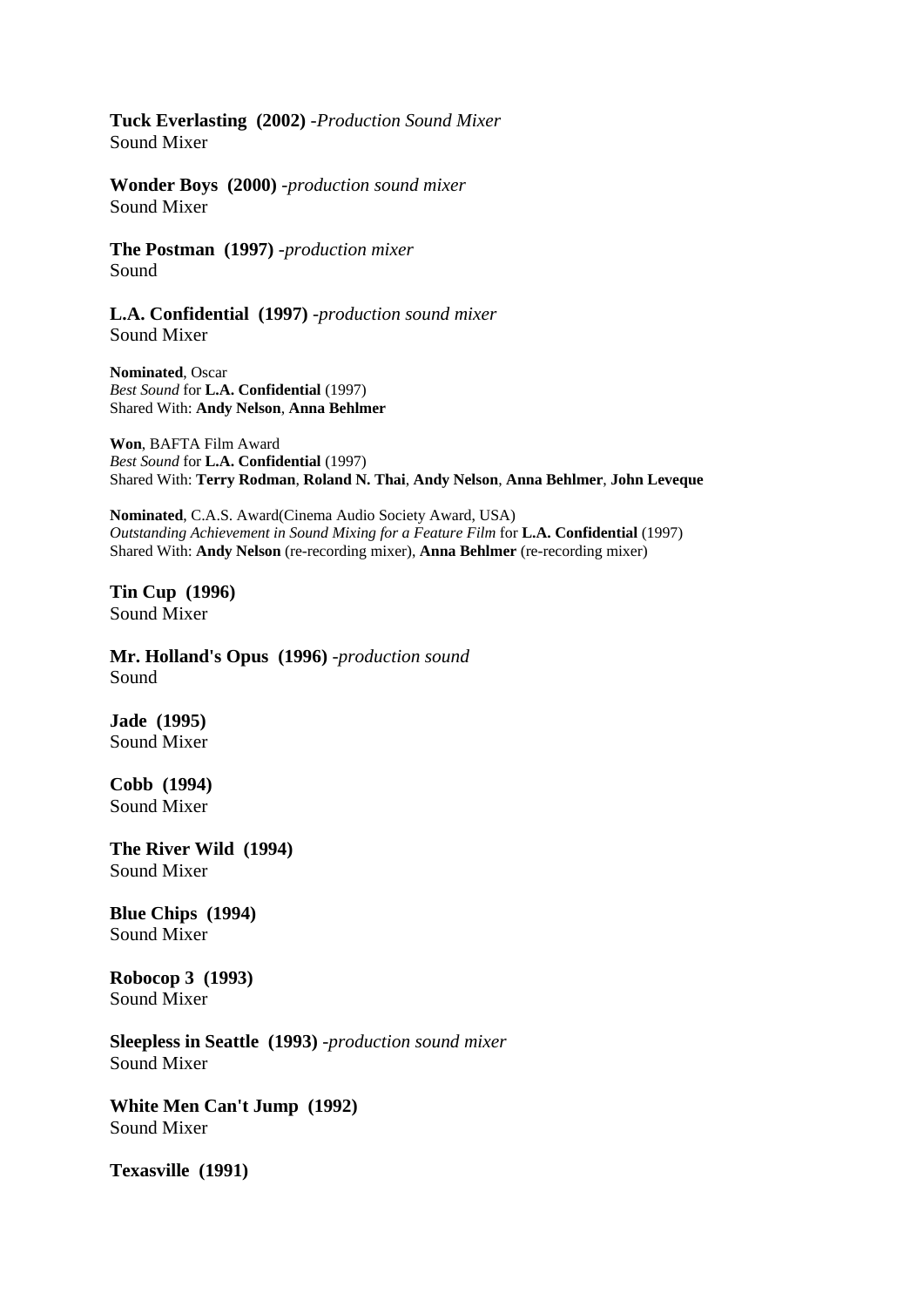**Tuck Everlasting (2002)** *-Production Sound Mixer*
Sound Mixer

**Wonder Boys (2000)** *-production sound mixer*
Sound Mixer

**The Postman (1997)** *-production mixer*
Sound

**L.A. Confidential (1997)** *-production sound mixer*
Sound Mixer

**Nominated**, Oscar
*Best Sound* for **L.A. Confidential** (1997)
Shared With: **Andy Nelson**, **Anna Behlmer**

**Won**, BAFTA Film Award
*Best Sound* for **L.A. Confidential** (1997)
Shared With: **Terry Rodman**, **Roland N. Thai**, **Andy Nelson**, **Anna Behlmer**, **John Leveque**

**Nominated**, C.A.S. Award(Cinema Audio Society Award, USA)
*Outstanding Achievement in Sound Mixing for a Feature Film* for **L.A. Confidential** (1997)
Shared With: **Andy Nelson** (re-recording mixer), **Anna Behlmer** (re-recording mixer)

**Tin Cup (1996)**
Sound Mixer

**Mr. Holland's Opus (1996)** *-production sound*
Sound

**Jade (1995)**
Sound Mixer

**Cobb (1994)**
Sound Mixer

**The River Wild (1994)**
Sound Mixer

**Blue Chips (1994)**
Sound Mixer

**Robocop 3 (1993)**
Sound Mixer

**Sleepless in Seattle (1993)** *-production sound mixer*
Sound Mixer

**White Men Can't Jump (1992)**
Sound Mixer

**Texasville (1991)**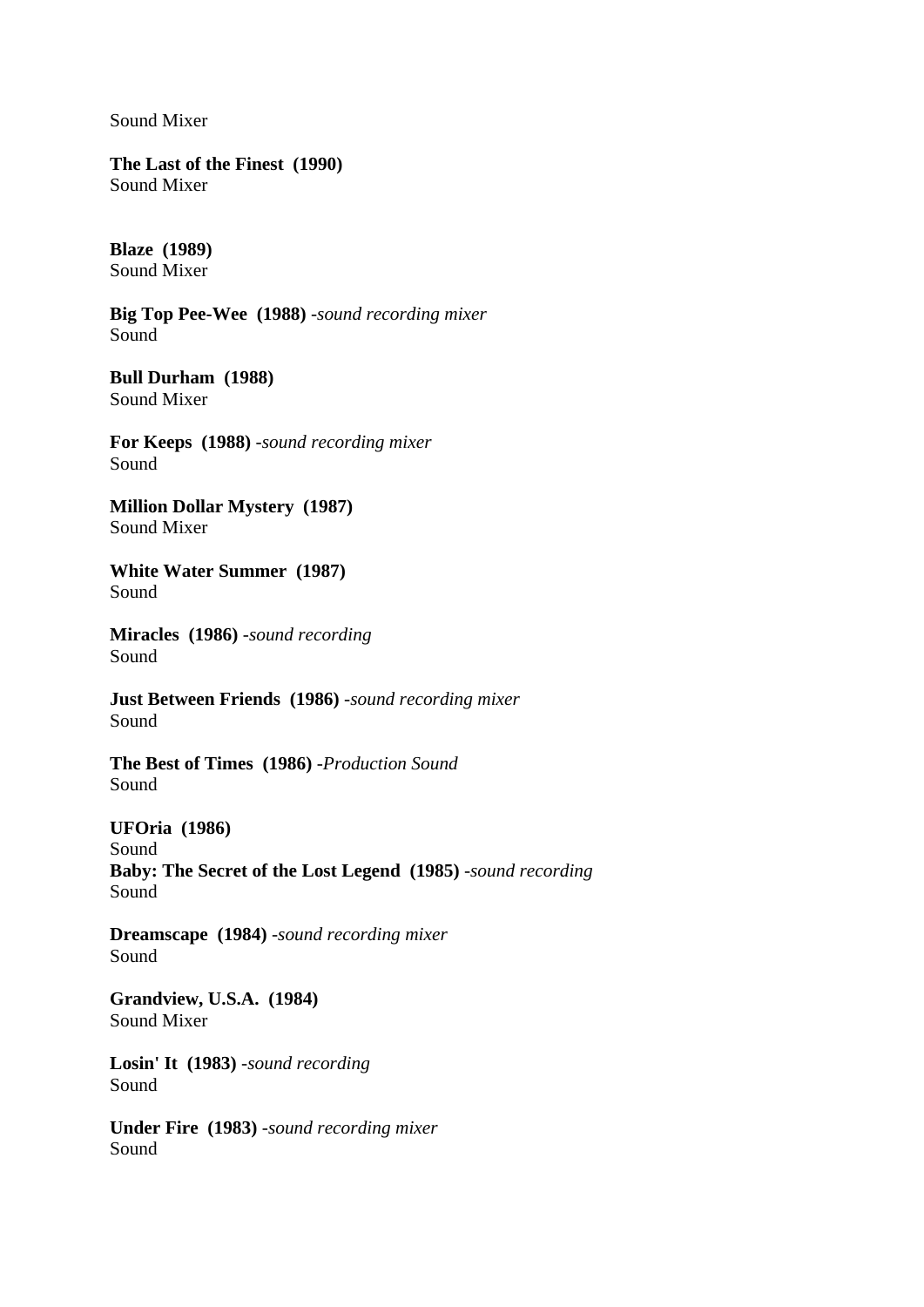Sound Mixer

**The Last of the Finest  (1990)**
Sound Mixer

**Blaze  (1989)**
Sound Mixer

**Big Top Pee-Wee  (1988)** -*sound recording mixer*
Sound

**Bull Durham  (1988)**
Sound Mixer

**For Keeps  (1988)** -*sound recording mixer*
Sound

**Million Dollar Mystery  (1987)**
Sound Mixer

**White Water Summer  (1987)**
Sound

**Miracles  (1986)** -*sound recording*
Sound

**Just Between Friends  (1986)** -*sound recording mixer*
Sound

**The Best of Times  (1986)** -*Production Sound*
Sound

**UFOria  (1986)**
Sound
**Baby: The Secret of the Lost Legend  (1985)** -*sound recording*
Sound

**Dreamscape  (1984)** -*sound recording mixer*
Sound

**Grandview, U.S.A.  (1984)**
Sound Mixer

**Losin' It  (1983)** -*sound recording*
Sound

**Under Fire  (1983)** -*sound recording mixer*
Sound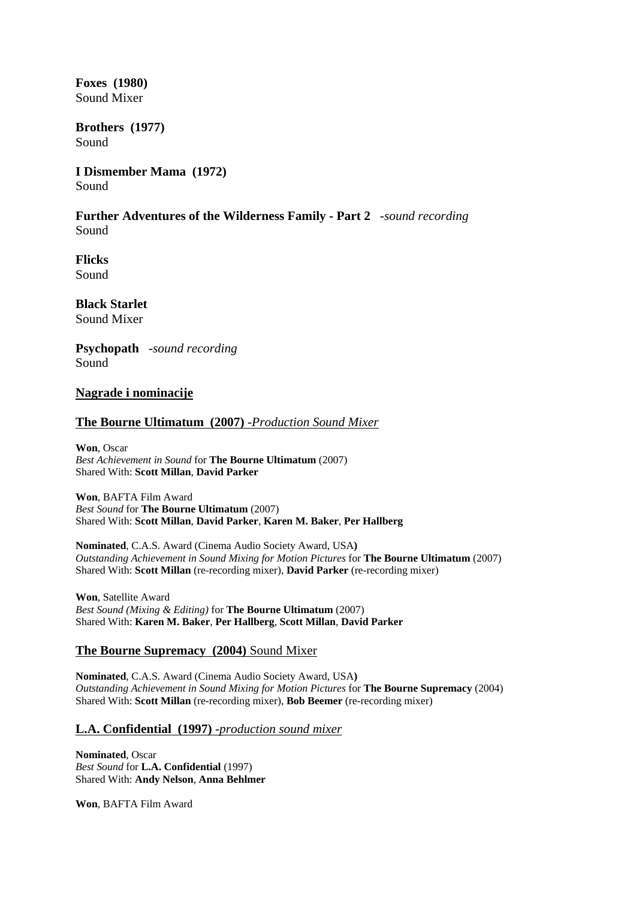**Foxes (1980)**
Sound Mixer

**Brothers (1977)**
Sound

**I Dismember Mama (1972)**
Sound

**Further Adventures of the Wilderness Family - Part 2** *-sound recording*
Sound

**Flicks**
Sound

**Black Starlet**
Sound Mixer

**Psychopath** *-sound recording*
Sound

## Nagrade i nominacije

### The Bourne Ultimatum (2007) *-Production Sound Mixer*

**Won**, Oscar
*Best Achievement in Sound* for **The Bourne Ultimatum** (2007)
Shared With: **Scott Millan**, **David Parker**

**Won**, BAFTA Film Award
*Best Sound* for **The Bourne Ultimatum** (2007)
Shared With: **Scott Millan**, **David Parker**, **Karen M. Baker**, **Per Hallberg**

**Nominated**, C.A.S. Award (Cinema Audio Society Award, USA**)**
*Outstanding Achievement in Sound Mixing for Motion Pictures* for **The Bourne Ultimatum** (2007)
Shared With: **Scott Millan** (re-recording mixer), **David Parker** (re-recording mixer)

**Won**, Satellite Award
*Best Sound (Mixing & Editing)* for **The Bourne Ultimatum** (2007)
Shared With: **Karen M. Baker**, **Per Hallberg**, **Scott Millan**, **David Parker**

### The Bourne Supremacy (2004) Sound Mixer

**Nominated**, C.A.S. Award (Cinema Audio Society Award, USA**)**
*Outstanding Achievement in Sound Mixing for Motion Pictures* for **The Bourne Supremacy** (2004)
Shared With: **Scott Millan** (re-recording mixer), **Bob Beemer** (re-recording mixer)

### L.A. Confidential (1997) *-production sound mixer*

**Nominated**, Oscar
*Best Sound* for **L.A. Confidential** (1997)
Shared With: **Andy Nelson**, **Anna Behlmer**

**Won**, BAFTA Film Award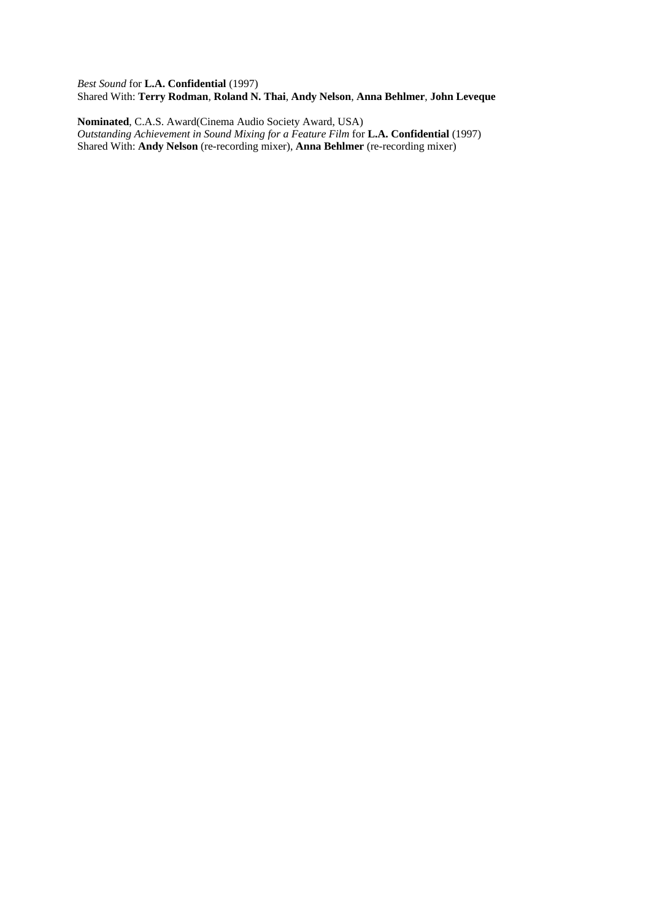*Best Sound* for **L.A. Confidential** (1997)
Shared With: **Terry Rodman**, **Roland N. Thai**, **Andy Nelson**, **Anna Behlmer**, **John Leveque**

**Nominated**, C.A.S. Award(Cinema Audio Society Award, USA)
*Outstanding Achievement in Sound Mixing for a Feature Film* for **L.A. Confidential** (1997)
Shared With: **Andy Nelson** (re-recording mixer), **Anna Behlmer** (re-recording mixer)